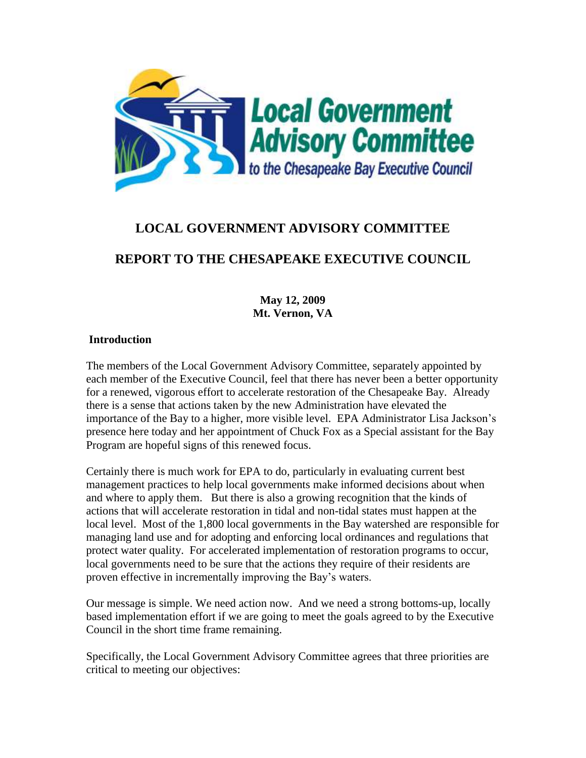# LOCAL GOVERNMENT ADVISORY COMMITTEE

# REPORT TO THE CHESAPEAKE EXECUTIVE COUNCIL

**May 12, 2009**
**Mt. Vernon, VA**

## Introduction

The members of the Local Government Advisory Committee, separately appointed by each member of the Executive Council, feel that there has never been a better opportunity for a renewed, vigorous effort to accelerate restoration of the Chesapeake Bay. Already there is a sense that actions taken by the new Administration have elevated the importance of the Bay to a higher, more visible level. EPA Administrator Lisa Jackson's presence here today and her appointment of Chuck Fox as a Special assistant for the Bay Program are hopeful signs of this renewed focus.

Certainly there is much work for EPA to do, particularly in evaluating current best management practices to help local governments make informed decisions about when and where to apply them. But there is also a growing recognition that the kinds of actions that will accelerate restoration in tidal and non-tidal states must happen at the local level. Most of the 1,800 local governments in the Bay watershed are responsible for managing land use and for adopting and enforcing local ordinances and regulations that protect water quality. For accelerated implementation of restoration programs to occur, local governments need to be sure that the actions they require of their residents are proven effective in incrementally improving the Bay's waters.

Our message is simple. We need action now. And we need a strong bottoms-up, locally based implementation effort if we are going to meet the goals agreed to by the Executive Council in the short time frame remaining.

Specifically, the Local Government Advisory Committee agrees that three priorities are critical to meeting our objectives: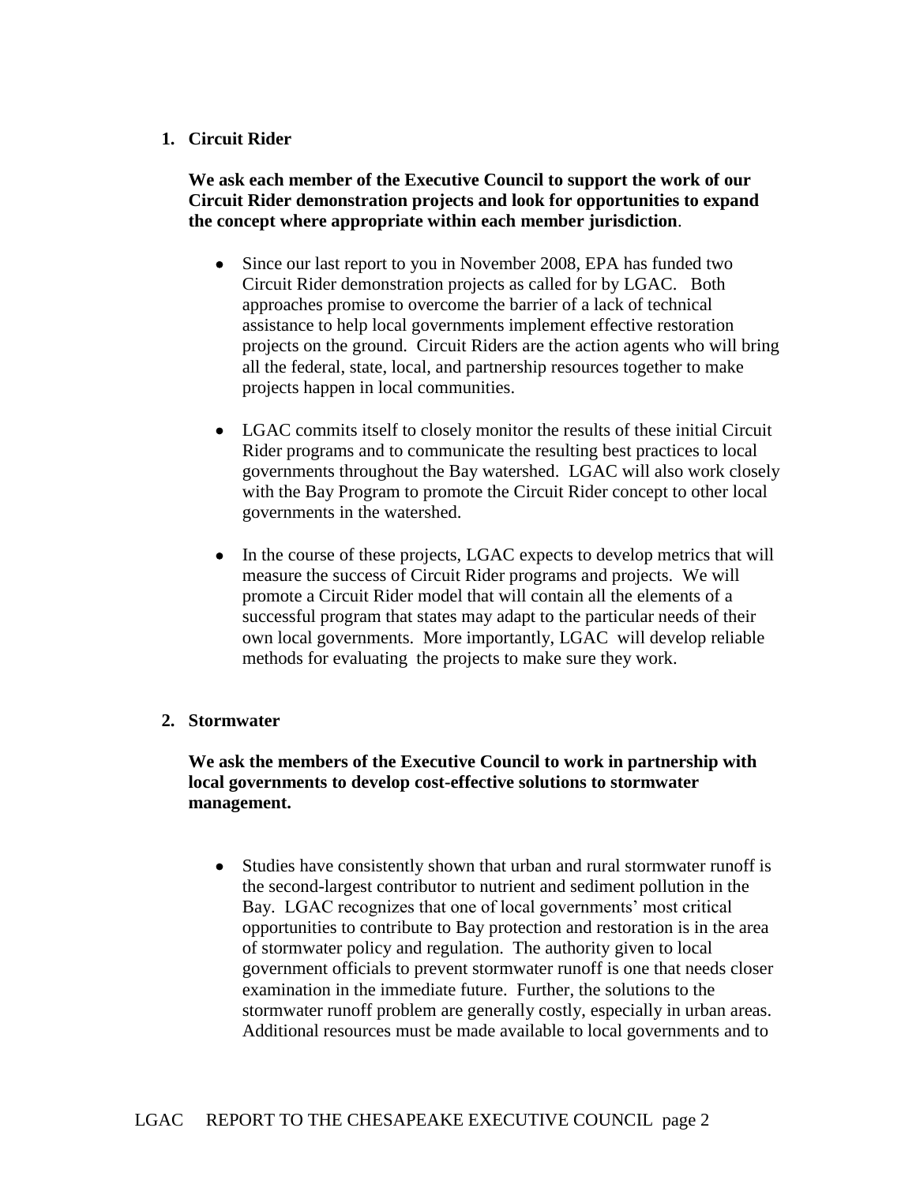1. **Circuit Rider**

   **We ask each member of the Executive Council to support the work of our Circuit Rider demonstration projects and look for opportunities to expand the concept where appropriate within each member jurisdiction**.

   - Since our last report to you in November 2008, EPA has funded two Circuit Rider demonstration projects as called for by LGAC. Both approaches promise to overcome the barrier of a lack of technical assistance to help local governments implement effective restoration projects on the ground. Circuit Riders are the action agents who will bring all the federal, state, local, and partnership resources together to make projects happen in local communities.

   - LGAC commits itself to closely monitor the results of these initial Circuit Rider programs and to communicate the resulting best practices to local governments throughout the Bay watershed. LGAC will also work closely with the Bay Program to promote the Circuit Rider concept to other local governments in the watershed.

   - In the course of these projects, LGAC expects to develop metrics that will measure the success of Circuit Rider programs and projects. We will promote a Circuit Rider model that will contain all the elements of a successful program that states may adapt to the particular needs of their own local governments. More importantly, LGAC will develop reliable methods for evaluating the projects to make sure they work.

2. **Stormwater**

   **We ask the members of the Executive Council to work in partnership with local governments to develop cost-effective solutions to stormwater management.**

   - Studies have consistently shown that urban and rural stormwater runoff is the second-largest contributor to nutrient and sediment pollution in the Bay. LGAC recognizes that one of local governments' most critical opportunities to contribute to Bay protection and restoration is in the area of stormwater policy and regulation. The authority given to local government officials to prevent stormwater runoff is one that needs closer examination in the immediate future. Further, the solutions to the stormwater runoff problem are generally costly, especially in urban areas. Additional resources must be made available to local governments and to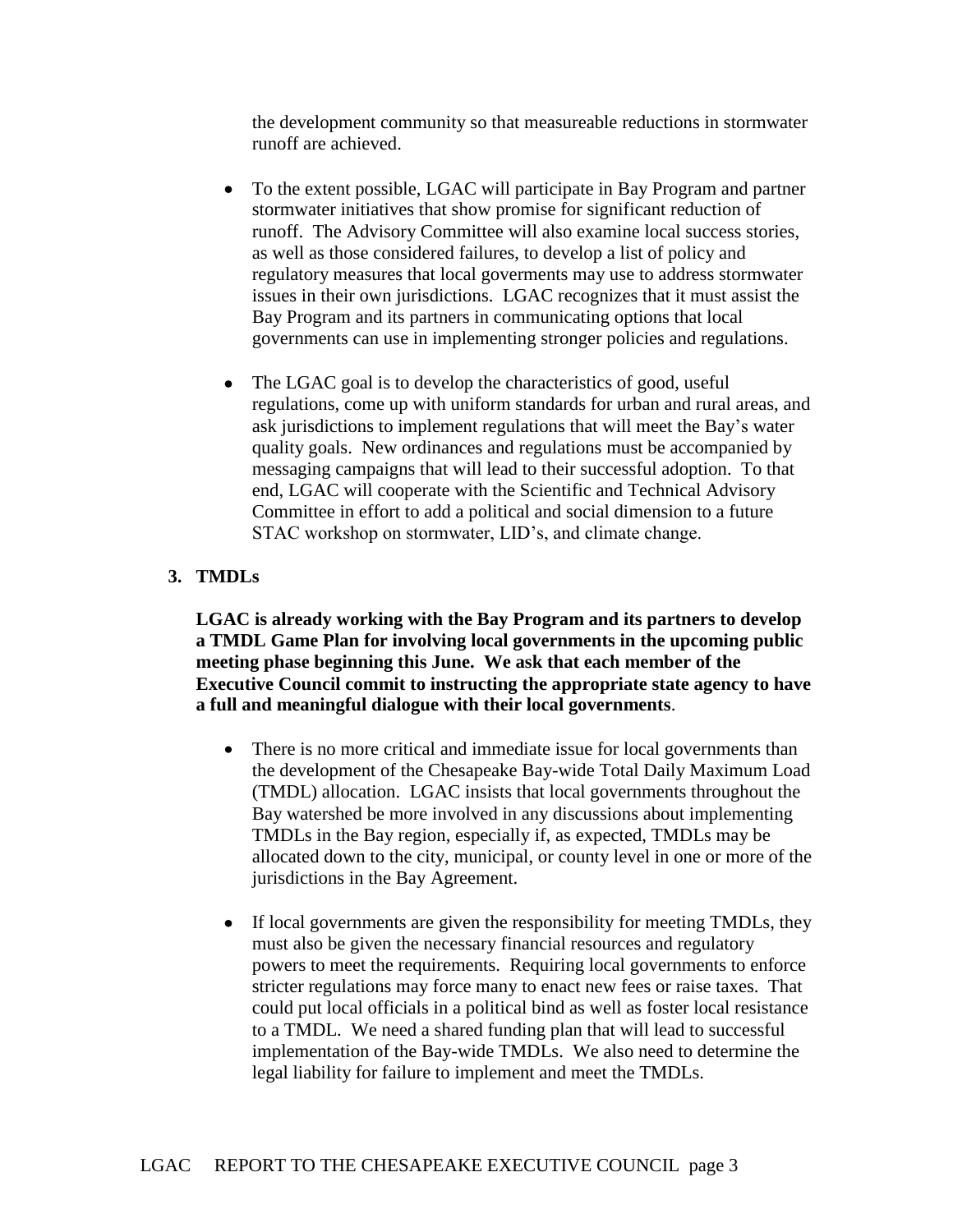the development community so that measureable reductions in stormwater runoff are achieved.

- To the extent possible, LGAC will participate in Bay Program and partner stormwater initiatives that show promise for significant reduction of runoff. The Advisory Committee will also examine local success stories, as well as those considered failures, to develop a list of policy and regulatory measures that local goverments may use to address stormwater issues in their own jurisdictions. LGAC recognizes that it must assist the Bay Program and its partners in communicating options that local governments can use in implementing stronger policies and regulations.

- The LGAC goal is to develop the characteristics of good, useful regulations, come up with uniform standards for urban and rural areas, and ask jurisdictions to implement regulations that will meet the Bay's water quality goals. New ordinances and regulations must be accompanied by messaging campaigns that will lead to their successful adoption. To that end, LGAC will cooperate with the Scientific and Technical Advisory Committee in effort to add a political and social dimension to a future STAC workshop on stormwater, LID's, and climate change.

**3. TMDLs**

**LGAC is already working with the Bay Program and its partners to develop a TMDL Game Plan for involving local governments in the upcoming public meeting phase beginning this June. We ask that each member of the Executive Council commit to instructing the appropriate state agency to have a full and meaningful dialogue with their local governments**.

- There is no more critical and immediate issue for local governments than the development of the Chesapeake Bay-wide Total Daily Maximum Load (TMDL) allocation. LGAC insists that local governments throughout the Bay watershed be more involved in any discussions about implementing TMDLs in the Bay region, especially if, as expected, TMDLs may be allocated down to the city, municipal, or county level in one or more of the jurisdictions in the Bay Agreement.

- If local governments are given the responsibility for meeting TMDLs, they must also be given the necessary financial resources and regulatory powers to meet the requirements. Requiring local governments to enforce stricter regulations may force many to enact new fees or raise taxes. That could put local officials in a political bind as well as foster local resistance to a TMDL. We need a shared funding plan that will lead to successful implementation of the Bay-wide TMDLs. We also need to determine the legal liability for failure to implement and meet the TMDLs.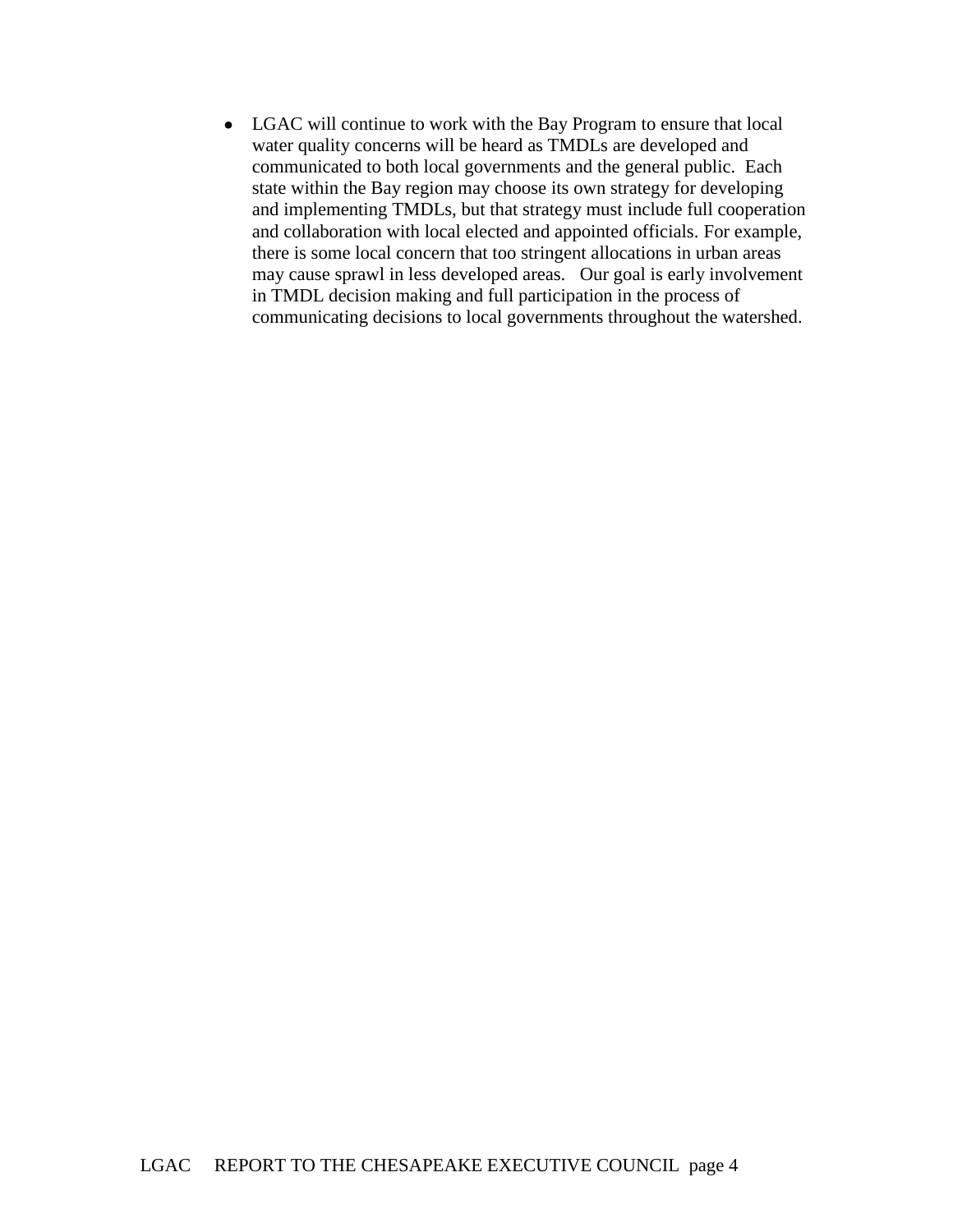- LGAC will continue to work with the Bay Program to ensure that local water quality concerns will be heard as TMDLs are developed and communicated to both local governments and the general public. Each state within the Bay region may choose its own strategy for developing and implementing TMDLs, but that strategy must include full cooperation and collaboration with local elected and appointed officials. For example, there is some local concern that too stringent allocations in urban areas may cause sprawl in less developed areas. Our goal is early involvement in TMDL decision making and full participation in the process of communicating decisions to local governments throughout the watershed.